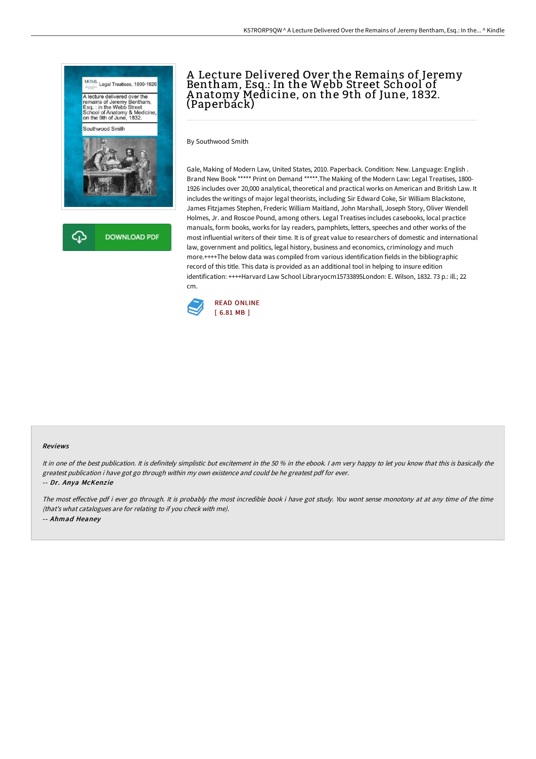# A Lecture Delivered Over the Remains of Jeremy Bentham, Esq.: In the Webb Street School of Anatomy Medicine, on the 9th of June, 1832. (Paperback)

By Southwood Smith

Gale, Making of Modern Law, United States, 2010. Paperback. Condition: New. Language: English . Brand New Book ***** Print on Demand *****.The Making of the Modern Law: Legal Treatises, 1800-1926 includes over 20,000 analytical, theoretical and practical works on American and British Law. It includes the writings of major legal theorists, including Sir Edward Coke, Sir William Blackstone, James Fitzjames Stephen, Frederic William Maitland, John Marshall, Joseph Story, Oliver Wendell Holmes, Jr. and Roscoe Pound, among others. Legal Treatises includes casebooks, local practice manuals, form books, works for lay readers, pamphlets, letters, speeches and other works of the most influential writers of their time. It is of great value to researchers of domestic and international law, government and politics, legal history, business and economics, criminology and much more.++++The below data was compiled from various identification fields in the bibliographic record of this title. This data is provided as an additional tool in helping to insure edition identification: ++++Harvard Law School Libraryocm15733895London: E. Wilson, 1832. 73 p.: ill.; 22 cm.

READ ONLINE
[ 6.81 MB ]

DOWNLOAD PDF

#### Reviews

*It in one of the best publication. It is definitely simplistic but excitement in the 50 % in the ebook. I am very happy to let you know that this is basically the greatest publication i have got go through within my own existence and could be he greatest pdf for ever.*

*-- Dr. Anya McKenzie*

*The most effective pdf i ever go through. It is probably the most incredible book i have got study. You wont sense monotony at at any time of the time (that's what catalogues are for relating to if you check with me).*

*-- Ahmad Heaney*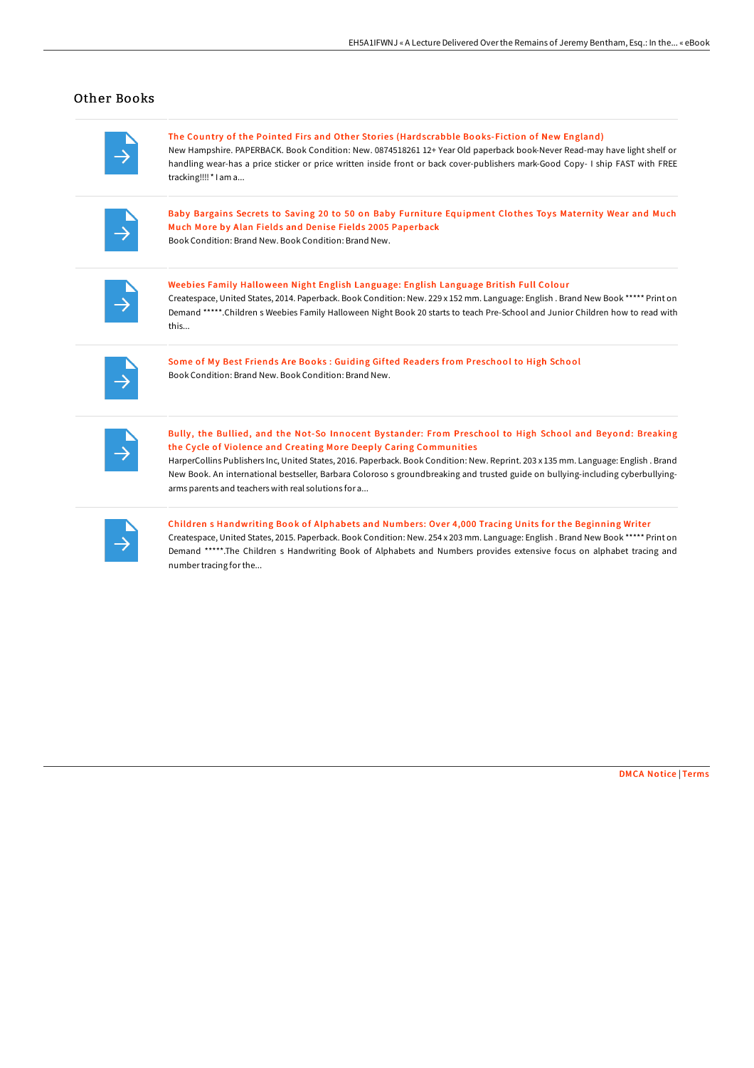## Other Books

**The Country of the Pointed Firs and Other Stories (Hardscrabble Books-Fiction of New England)**

New Hampshire. PAPERBACK. Book Condition: New. 0874518261 12+ Year Old paperback book-Never Read-may have light shelf or handling wear-has a price sticker or price written inside front or back cover-publishers mark-Good Copy- I ship FAST with FREE tracking!!!! * I am a...

**Baby Bargains Secrets to Saving 20 to 50 on Baby Furniture Equipment Clothes Toys Maternity Wear and Much Much More by Alan Fields and Denise Fields 2005 Paperback**

Book Condition: Brand New. Book Condition: Brand New.

**Weebies Family Halloween Night English Language: English Language British Full Colour**

Createspace, United States, 2014. Paperback. Book Condition: New. 229 x 152 mm. Language: English . Brand New Book ***** Print on Demand *****.Children s Weebies Family Halloween Night Book 20 starts to teach Pre-School and Junior Children how to read with this...

**Some of My Best Friends Are Books : Guiding Gifted Readers from Preschool to High School**

Book Condition: Brand New. Book Condition: Brand New.

**Bully, the Bullied, and the Not-So Innocent Bystander: From Preschool to High School and Beyond: Breaking the Cycle of Violence and Creating More Deeply Caring Communities**

HarperCollins Publishers Inc, United States, 2016. Paperback. Book Condition: New. Reprint. 203 x 135 mm. Language: English . Brand New Book. An international bestseller, Barbara Coloroso s groundbreaking and trusted guide on bullying-including cyberbullying-arms parents and teachers with real solutions for a...

**Children s Handwriting Book of Alphabets and Numbers: Over 4,000 Tracing Units for the Beginning Writer**

Createspace, United States, 2015. Paperback. Book Condition: New. 254 x 203 mm. Language: English . Brand New Book ***** Print on Demand *****.The Children s Handwriting Book of Alphabets and Numbers provides extensive focus on alphabet tracing and number tracing for the...

DMCA Notice | Terms